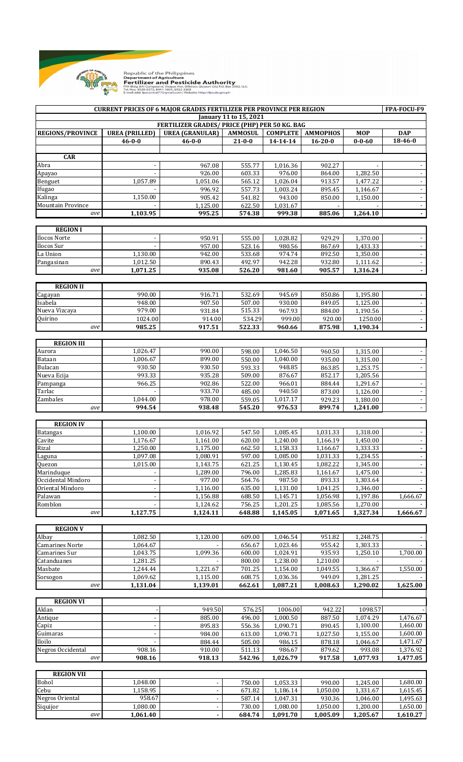Republic of the Philippines
Department of Agriculture
**Fertilizer and Pesticide Authority**
FPA Bldg. BAI Compound, Visayas Ave., Diliman, Quezon City P.O. Box 2582, Q.C.
Tel. Nos. 8920-8573, 8441-1601, 8922-3368
E-mail add: fpacentral77@gmail.com | Website: http://fpa.da.gov.ph

| CURRENT PRICES OF 6 MAJOR GRADES FERTILIZER PER PROVINCE PER REGION | | | | | | | FPA-FOCU-F9 |
|---|---|---|---|---|---|---|---|
| January 11 to 15, 2021 | | | | | | | |
| FERTILIZER GRADES/ PRICE (PHP) PER 50 KG. BAG | | | | | | | |
| REGIONS/PROVINCE | UREA (PRILLED) | UREA (GRANULAR) | AMMOSUL | COMPLETE | AMMOPHOS | MOP | DAP |
| | 46-0-0 | 46-0-0 | 21-0-0 | 14-14-14 | 16-20-0 | 0-0-60 | 18-46-0 |
| **CAR** | | | | | | | |
| Abra | - | 967.08 | 555.77 | 1,016.36 | 902.27 | - | - |
| Apayao | - | 926.00 | 603.33 | 976.00 | 864.00 | 1,282.50 | - |
| Benguet | 1,057.89 | 1,051.06 | 565.12 | 1,026.04 | 913.57 | 1,477.22 | - |
| Ifugao | - | 996.92 | 557.73 | 1,003.24 | 895.45 | 1,146.67 | - |
| Kalinga | 1,150.00 | 905.42 | 541.82 | 943.00 | 850.00 | 1,150.00 | - |
| Mountain Province | - | 1,125.00 | 622.50 | 1,031.67 | - | - | - |
| *ave* | **1,103.95** | **995.25** | **574.38** | **999.38** | **885.06** | **1,264.10** | **-** |
| **REGION I** | | | | | | | |
| Ilocos Norte | - | 950.91 | 555.00 | 1,028.82 | 929.29 | 1,370.00 | - |
| Ilocos Sur | - | 957.00 | 523.16 | 980.56 | 867.69 | 1,433.33 | - |
| La Union | 1,130.00 | 942.00 | 533.68 | 974.74 | 892.50 | 1,350.00 | - |
| Pangasinan | 1,012.50 | 890.43 | 492.97 | 942.28 | 932.80 | 1,111.62 | - |
| *ave* | **1,071.25** | **935.08** | **526.20** | **981.60** | **905.57** | **1,316.24** | **-** |
| **REGION II** | | | | | | | |
| Cagayan | 990.00 | 916.71 | 532.69 | 945.69 | 850.86 | 1,195.80 | - |
| Isabela | 948.00 | 907.50 | 507.00 | 930.00 | 849.05 | 1,125.00 | - |
| Nueva Vizcaya | 979.00 | 931.84 | 515.33 | 967.93 | 884.00 | 1,190.56 | - |
| Quirino | 1024.00 | 914.00 | 534.29 | 999.00 | 920.00 | 1250.00 | - |
| *ave* | **985.25** | **917.51** | **522.33** | **960.66** | **875.98** | **1,190.34** | **-** |
| **REGION III** | | | | | | | |
| Aurora | 1,026.47 | 990.00 | 598.00 | 1,046.50 | 960.50 | 1,315.00 | - |
| Bataan | 1,006.67 | 899.00 | 550.00 | 1,040.00 | 935.00 | 1,315.00 | - |
| Bulacan | 930.50 | 930.50 | 593.33 | 948.85 | 863.85 | 1,253.75 | - |
| Nueva Ecija | 993.33 | 935.28 | 509.00 | 876.67 | 852.17 | 1,205.56 | |
| Pampanga | 966.25 | 902.86 | 522.00 | 966.01 | 884.44 | 1,291.67 | - |
| Tarlac | - | 933.70 | 485.00 | 940.50 | 873.00 | 1,126.00 | - |
| Zambales | 1,044.00 | 978.00 | 559.05 | 1,017.17 | 929.23 | 1,180.00 | - |
| *ave* | **994.54** | **938.48** | **545.20** | **976.53** | **899.74** | **1,241.00** | **-** |
| **REGION IV** | | | | | | | |
| Batangas | 1,100.00 | 1,016.92 | 547.50 | 1,085.45 | 1,031.33 | 1,318.00 | - |
| Cavite | 1,176.67 | 1,161.00 | 620.00 | 1,240.00 | 1,166.19 | 1,450.00 | - |
| Rizal | 1,250.00 | 1,175.00 | 662.50 | 1,158.33 | 1,166.67 | 1,333.33 | - |
| Laguna | 1,097.08 | 1,080.91 | 597.00 | 1,085.00 | 1,031.33 | 1,234.55 | - |
| Quezon | 1,015.00 | 1,143.75 | 621.25 | 1,130.45 | 1,082.22 | 1,345.00 | - |
| Marinduque | - | 1,289.00 | 796.00 | 1,285.83 | 1,161.67 | 1,475.00 | - |
| Occidental Mindoro | - | 977.00 | 564.76 | 987.50 | 893.33 | 1,303.64 | - |
| Oriental Mindoro | - | 1,116.00 | 635.00 | 1,131.00 | 1,041.25 | 1,346.00 | - |
| Palawan | - | 1,156.88 | 688.50 | 1,145.71 | 1,056.98 | 1,197.86 | 1,666.67 |
| Romblon | - | 1,124.62 | 756.25 | 1,201.25 | 1,085.56 | 1,270.00 | - |
| *ave* | **1,127.75** | **1,124.11** | **648.88** | **1,145.05** | **1,071.65** | **1,327.34** | **1,666.67** |
| **REGION V** | | | | | | | |
| Albay | 1,082.50 | 1,120.00 | 609.00 | 1,046.54 | 951.82 | 1,248.75 | - |
| Camarines Norte | 1,064.67 | - | 656.67 | 1,023.46 | 955.42 | 1,303.33 | - |
| Camarines Sur | 1,043.75 | 1,099.36 | 600.00 | 1,024.91 | 935.93 | 1,250.10 | 1,700.00 |
| Catanduanes | 1,281.25 | - | 800.00 | 1,238.00 | 1,210.00 | - | - |
| Masbate | 1,244.44 | 1,221.67 | 701.25 | 1,154.00 | 1,049.55 | 1,366.67 | 1,550.00 |
| Sorsogon | 1,069.62 | 1,115.00 | 608.75 | 1,036.36 | 949.09 | 1,281.25 | - |
| *ave* | **1,131.04** | **1,139.01** | **662.61** | **1,087.21** | **1,008.63** | **1,290.02** | **1,625.00** |
| **REGION VI** | | | | | | | |
| Aklan | - | 949.50 | 576.25 | 1006.00 | 942.22 | 1098.57 | - |
| Antique | - | 885.00 | 496.00 | 1,000.50 | 887.50 | 1,074.29 | 1,476.67 |
| Capiz | - | 895.83 | 556.36 | 1,090.71 | 890.45 | 1,100.00 | 1,460.00 |
| Guimaras | - | 984.00 | 613.00 | 1,090.71 | 1,027.50 | 1,155.00 | 1,600.00 |
| Iloilo | - | 884.44 | 505.00 | 986.15 | 878.18 | 1,046.67 | 1,471.67 |
| Negros Occidental | 908.16 | 910.00 | 511.13 | 986.67 | 879.62 | 993.08 | 1,376.92 |
| *ave* | **908.16** | **918.13** | **542.96** | **1,026.79** | **917.58** | **1,077.93** | **1,477.05** |
| **REGION VII** | | | | | | | |
| Bohol | 1,048.00 | - | 750.00 | 1,053.33 | 990.00 | 1,245.00 | 1,680.00 |
| Cebu | 1,158.95 | - | 671.82 | 1,186.14 | 1,050.00 | 1,331.67 | 1,615.45 |
| Negros Oriental | 958.67 | - | 587.14 | 1,047.31 | 930.36 | 1,046.00 | 1,495.63 |
| Siquijor | 1,080.00 | - | 730.00 | 1,080.00 | 1,050.00 | 1,200.00 | 1,650.00 |
| *ave* | **1,061.40** | **-** | **684.74** | **1,091.70** | **1,005.09** | **1,205.67** | **1,610.27** |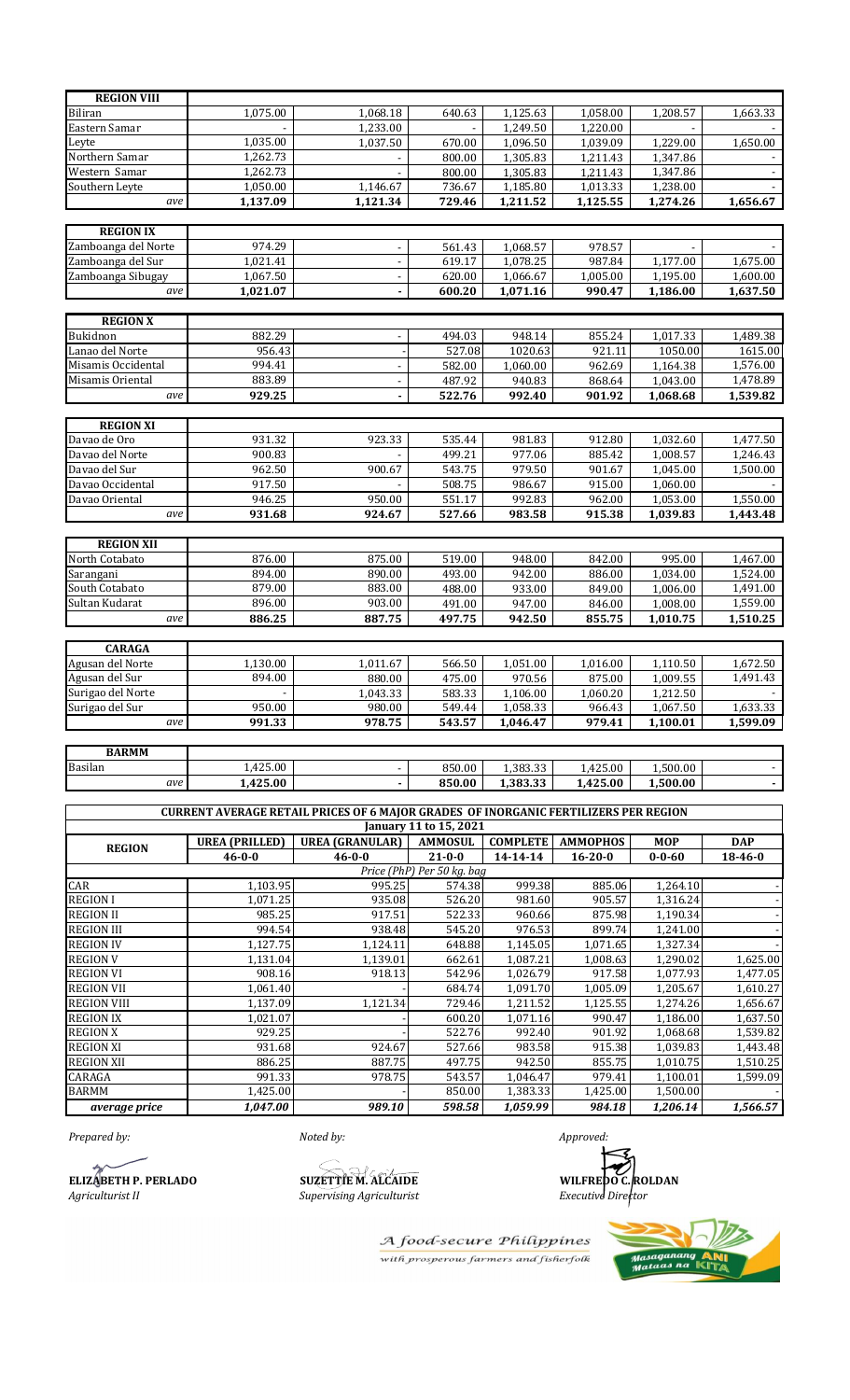| REGION VIII | | | | | | | |
|---|---|---|---|---|---|---|---|
| Biliran | 1,075.00 | 1,068.18 | 640.63 | 1,125.63 | 1,058.00 | 1,208.57 | 1,663.33 |
| Eastern Samar | - | 1,233.00 | - | 1,249.50 | 1,220.00 | - | - |
| Leyte | 1,035.00 | 1,037.50 | 670.00 | 1,096.50 | 1,039.09 | 1,229.00 | 1,650.00 |
| Northern Samar | 1,262.73 | - | 800.00 | 1,305.83 | 1,211.43 | 1,347.86 | - |
| Western Samar | 1,262.73 | - | 800.00 | 1,305.83 | 1,211.43 | 1,347.86 | - |
| Southern Leyte | 1,050.00 | 1,146.67 | 736.67 | 1,185.80 | 1,013.33 | 1,238.00 | - |
| *ave* | **1,137.09** | **1,121.34** | **729.46** | **1,211.52** | **1,125.55** | **1,274.26** | **1,656.67** |

| REGION IX | | | | | | | |
|---|---|---|---|---|---|---|---|
| Zamboanga del Norte | 974.29 | - | 561.43 | 1,068.57 | 978.57 | - | - |
| Zamboanga del Sur | 1,021.41 | - | 619.17 | 1,078.25 | 987.84 | 1,177.00 | 1,675.00 |
| Zamboanga Sibugay | 1,067.50 | - | 620.00 | 1,066.67 | 1,005.00 | 1,195.00 | 1,600.00 |
| *ave* | **1,021.07** | **-** | **600.20** | **1,071.16** | **990.47** | **1,186.00** | **1,637.50** |

| REGION X | | | | | | | |
|---|---|---|---|---|---|---|---|
| Bukidnon | 882.29 | - | 494.03 | 948.14 | 855.24 | 1,017.33 | 1,489.38 |
| Lanao del Norte | 956.43 | - | 527.08 | 1020.63 | 921.11 | 1050.00 | 1615.00 |
| Misamis Occidental | 994.41 | - | 582.00 | 1,060.00 | 962.69 | 1,164.38 | 1,576.00 |
| Misamis Oriental | 883.89 | - | 487.92 | 940.83 | 868.64 | 1,043.00 | 1,478.89 |
| *ave* | **929.25** | **-** | **522.76** | **992.40** | **901.92** | **1,068.68** | **1,539.82** |

| REGION XI | | | | | | | |
|---|---|---|---|---|---|---|---|
| Davao de Oro | 931.32 | 923.33 | 535.44 | 981.83 | 912.80 | 1,032.60 | 1,477.50 |
| Davao del Norte | 900.83 | - | 499.21 | 977.06 | 885.42 | 1,008.57 | 1,246.43 |
| Davao del Sur | 962.50 | 900.67 | 543.75 | 979.50 | 901.67 | 1,045.00 | 1,500.00 |
| Davao Occidental | 917.50 | - | 508.75 | 986.67 | 915.00 | 1,060.00 | - |
| Davao Oriental | 946.25 | 950.00 | 551.17 | 992.83 | 962.00 | 1,053.00 | 1,550.00 |
| *ave* | **931.68** | **924.67** | **527.66** | **983.58** | **915.38** | **1,039.83** | **1,443.48** |

| REGION XII | | | | | | | |
|---|---|---|---|---|---|---|---|
| North Cotabato | 876.00 | 875.00 | 519.00 | 948.00 | 842.00 | 995.00 | 1,467.00 |
| Sarangani | 894.00 | 890.00 | 493.00 | 942.00 | 886.00 | 1,034.00 | 1,524.00 |
| South Cotabato | 879.00 | 883.00 | 488.00 | 933.00 | 849.00 | 1,006.00 | 1,491.00 |
| Sultan Kudarat | 896.00 | 903.00 | 491.00 | 947.00 | 846.00 | 1,008.00 | 1,559.00 |
| *ave* | **886.25** | **887.75** | **497.75** | **942.50** | **855.75** | **1,010.75** | **1,510.25** |

| CARAGA | | | | | | | |
|---|---|---|---|---|---|---|---|
| Agusan del Norte | 1,130.00 | 1,011.67 | 566.50 | 1,051.00 | 1,016.00 | 1,110.50 | 1,672.50 |
| Agusan del Sur | 894.00 | 880.00 | 475.00 | 970.56 | 875.00 | 1,009.55 | 1,491.43 |
| Surigao del Norte | - | 1,043.33 | 583.33 | 1,106.00 | 1,060.20 | 1,212.50 | - |
| Surigao del Sur | 950.00 | 980.00 | 549.44 | 1,058.33 | 966.43 | 1,067.50 | 1,633.33 |
| *ave* | **991.33** | **978.75** | **543.57** | **1,046.47** | **979.41** | **1,100.01** | **1,599.09** |

| BARMM | | | | | | | |
|---|---|---|---|---|---|---|---|
| Basilan | 1,425.00 | - | 850.00 | 1,383.33 | 1,425.00 | 1,500.00 | - |
| *ave* | **1,425.00** | **-** | **850.00** | **1,383.33** | **1,425.00** | **1,500.00** | **-** |

**CURRENT AVERAGE RETAIL PRICES OF 6 MAJOR GRADES OF INORGANIC FERTILIZERS PER REGION**

**January 11 to 15, 2021**

| REGION | UREA (PRILLED) | UREA (GRANULAR) | AMMOSUL | COMPLETE | AMMOPHOS | MOP | DAP |
|---|---|---|---|---|---|---|---|
| | 46-0-0 | 46-0-0 | 21-0-0 | 14-14-14 | 16-20-0 | 0-0-60 | 18-46-0 |
| | *Price (PhP) Per 50 kg. bag* | | | | | | |
| CAR | 1,103.95 | 995.25 | 574.38 | 999.38 | 885.06 | 1,264.10 | - |
| REGION I | 1,071.25 | 935.08 | 526.20 | 981.60 | 905.57 | 1,316.24 | - |
| REGION II | 985.25 | 917.51 | 522.33 | 960.66 | 875.98 | 1,190.34 | - |
| REGION III | 994.54 | 938.48 | 545.20 | 976.53 | 899.74 | 1,241.00 | - |
| REGION IV | 1,127.75 | 1,124.11 | 648.88 | 1,145.05 | 1,071.65 | 1,327.34 | - |
| REGION V | 1,131.04 | 1,139.01 | 662.61 | 1,087.21 | 1,008.63 | 1,290.02 | 1,625.00 |
| REGION VI | 908.16 | 918.13 | 542.96 | 1,026.79 | 917.58 | 1,077.93 | 1,477.05 |
| REGION VII | 1,061.40 | - | 684.74 | 1,091.70 | 1,005.09 | 1,205.67 | 1,610.27 |
| REGION VIII | 1,137.09 | 1,121.34 | 729.46 | 1,211.52 | 1,125.55 | 1,274.26 | 1,656.67 |
| REGION IX | 1,021.07 | - | 600.20 | 1,071.16 | 990.47 | 1,186.00 | 1,637.50 |
| REGION X | 929.25 | - | 522.76 | 992.40 | 901.92 | 1,068.68 | 1,539.82 |
| REGION XI | 931.68 | 924.67 | 527.66 | 983.58 | 915.38 | 1,039.83 | 1,443.48 |
| REGION XII | 886.25 | 887.75 | 497.75 | 942.50 | 855.75 | 1,010.75 | 1,510.25 |
| CARAGA | 991.33 | 978.75 | 543.57 | 1,046.47 | 979.41 | 1,100.01 | 1,599.09 |
| BARMM | 1,425.00 | - | 850.00 | 1,383.33 | 1,425.00 | 1,500.00 | - |
| *average price* | ***1,047.00*** | ***989.10*** | ***598.58*** | ***1,059.99*** | ***984.18*** | ***1,206.14*** | ***1,566.57*** |

*Prepared by:* *Noted by:* *Approved:*

**ELIZABETH P. PERLADO**
*Agriculturist II*

**SUZETTIE M. ALCAIDE**
*Supervising Agriculturist*

**WILFREDO C. ROLDAN**
*Executive Director*

*A food-secure Philippines*
*with prosperous farmers and fisherfolk*

Masaganang ANI Mataas na KITA